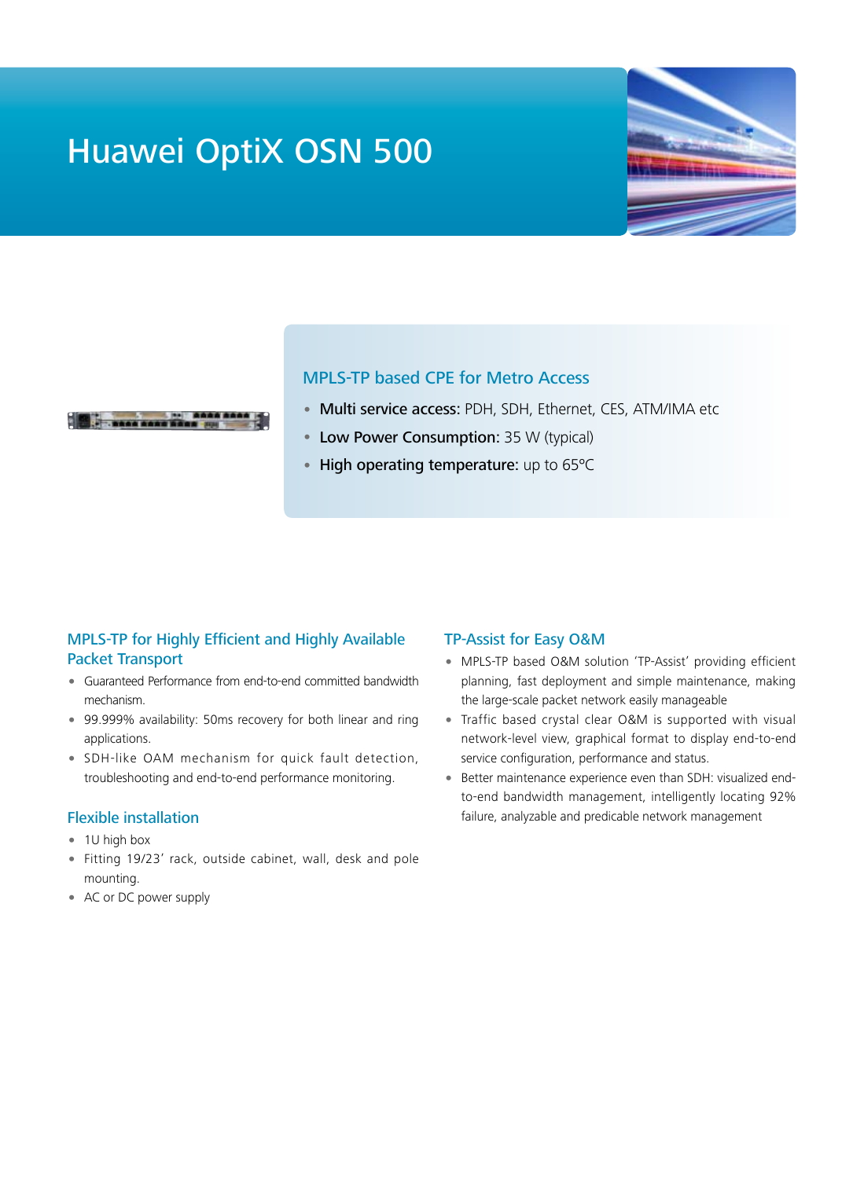# Huawei OptiX OSN 500

## MPLS-TP based CPE for Metro Access

- **Multi service access:** PDH, SDH, Ethernet, CES, ATM/IMA etc
- **Low Power Consumption:** 35 W (typical)
- **High operating temperature:** up to 65°C

## MPLS-TP for Highly Efficient and Highly Available Packet Transport

- Guaranteed Performance from end-to-end committed bandwidth mechanism.
- 99.999% availability: 50ms recovery for both linear and ring applications.
- SDH-like OAM mechanism for quick fault detection, troubleshooting and end-to-end performance monitoring.

## Flexible installation

- 1U high box
- Fitting 19/23' rack, outside cabinet, wall, desk and pole mounting.
- AC or DC power supply

## TP-Assist for Easy O&M

- MPLS-TP based O&M solution 'TP-Assist' providing efficient planning, fast deployment and simple maintenance, making the large-scale packet network easily manageable
- Traffic based crystal clear O&M is supported with visual network-level view, graphical format to display end-to-end service configuration, performance and status.
- Better maintenance experience even than SDH: visualized end-to-end bandwidth management, intelligently locating 92% failure, analyzable and predicable network management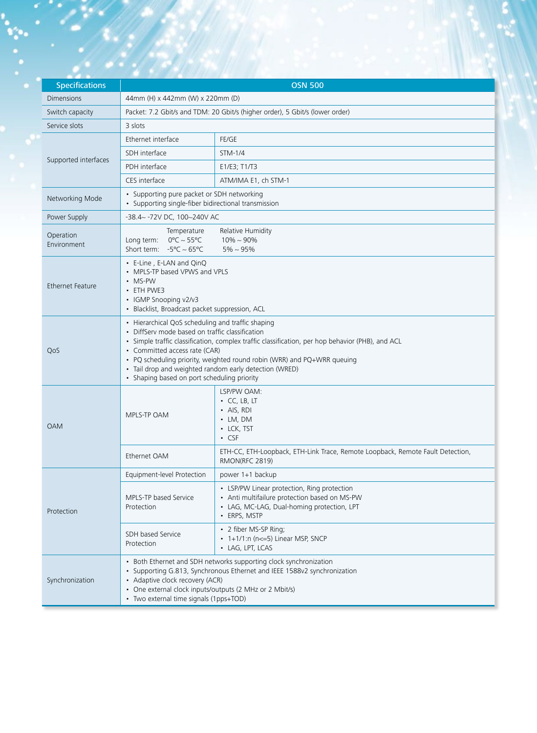| Specifications | OSN 500 | |
|---|---|---|
| Dimensions | 44mm (H) x 442mm (W) x 220mm (D) | |
| Switch capacity | Packet: 7.2 Gbit/s and TDM: 20 Gbit/s (higher order), 5 Gbit/s (lower order) | |
| Service slots | 3 slots | |
| Supported interfaces | Ethernet interface | FE/GE |
| | SDH interface | STM-1/4 |
| | PDH interface | E1/E3; T1/T3 |
| | CES interface | ATM/IMA E1, ch STM-1 |
| Networking Mode | • Supporting pure packet or SDH networking<br>• Supporting single-fiber bidirectional transmission | |
| Power Supply | -38.4~ -72V DC, 100~240V AC | |
| Operation Environment | Temperature / Relative Humidity<br>Long term: 0°C ~ 55°C / 10% ~ 90%<br>Short term: -5°C ~ 65°C / 5% ~ 95% | |
| Ethernet Feature | • E-Line , E-LAN and QinQ<br>• MPLS-TP based VPWS and VPLS<br>• MS-PW<br>• ETH PWE3<br>• IGMP Snooping v2/v3<br>• Blacklist, Broadcast packet suppression, ACL | |
| QoS | • Hierarchical QoS scheduling and traffic shaping<br>• DiffServ mode based on traffic classification<br>• Simple traffic classification, complex traffic classification, per hop behavior (PHB), and ACL<br>• Committed access rate (CAR)<br>• PQ scheduling priority, weighted round robin (WRR) and PQ+WRR queuing<br>• Tail drop and weighted random early detection (WRED)<br>• Shaping based on port scheduling priority | |
| OAM | MPLS-TP OAM | LSP/PW OAM:<br>• CC, LB, LT<br>• AIS, RDI<br>• LM, DM<br>• LCK, TST<br>• CSF |
| | Ethernet OAM | ETH-CC, ETH-Loopback, ETH-Link Trace, Remote Loopback, Remote Fault Detection, RMON(RFC 2819) |
| Protection | Equipment-level Protection | power 1+1 backup |
| | MPLS-TP based Service Protection | • LSP/PW Linear protection, Ring protection<br>• Anti multifailure protection based on MS-PW<br>• LAG, MC-LAG, Dual-homing protection, LPT<br>• ERPS, MSTP |
| | SDH based Service Protection | • 2 fiber MS-SP Ring;<br>• 1+1/1:n (n<=5) Linear MSP, SNCP<br>• LAG, LPT, LCAS |
| Synchronization | • Both Ethernet and SDH networks supporting clock synchronization<br>• Supporting G.813, Synchronous Ethernet and IEEE 1588v2 synchronization<br>• Adaptive clock recovery (ACR)<br>• One external clock inputs/outputs (2 MHz or 2 Mbit/s)<br>• Two external time signals (1pps+TOD) | |